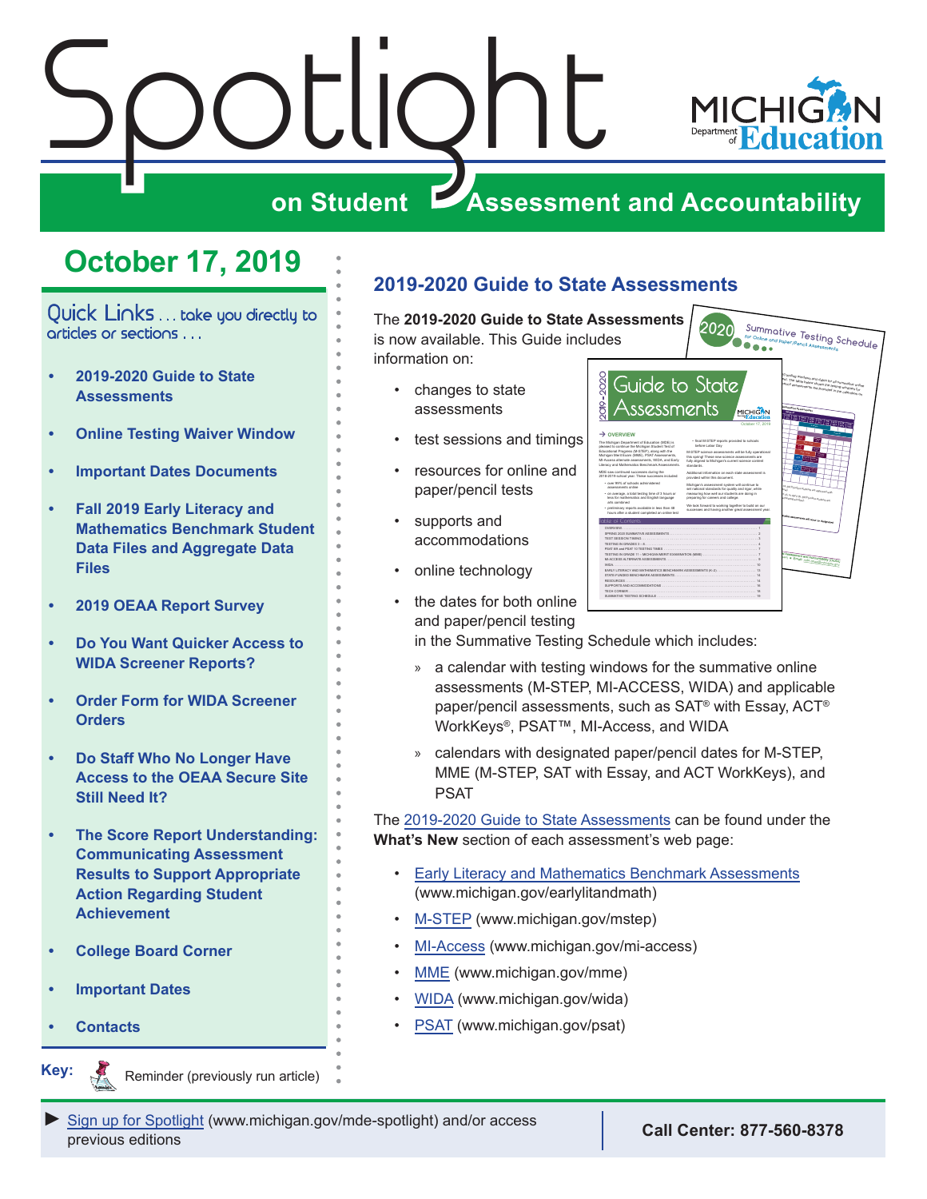# Spotlight on Student Assessment and Accountability

## October 17, 2019

### Quick Links . . . take you directly to articles or sections . . .

- **2019-2020 Guide to State Assessments**
- **Online Testing Waiver Window**
- **Important Dates Documents**
- **Fall 2019 Early Literacy and Mathematics Benchmark Student Data Files and Aggregate Data Files**
- **2019 OEAA Report Survey**
- **Do You Want Quicker Access to WIDA Screener Reports?**
- **Order Form for WIDA Screener Orders**
- **Do Staff Who No Longer Have Access to the OEAA Secure Site Still Need It?**
- **The Score Report Understanding: Communicating Assessment Results to Support Appropriate Action Regarding Student Achievement**
- **College Board Corner**
- **Important Dates**
- **Contacts**

**Key:** Reminder (previously run article)

## 2019-2020 Guide to State Assessments

The **2019-2020 Guide to State Assessments** is now available. This Guide includes information on:

- changes to state assessments
- test sessions and timings
- resources for online and paper/pencil tests
- supports and accommodations
- online technology
- the dates for both online and paper/pencil testing in the Summative Testing Schedule which includes:
  - a calendar with testing windows for the summative online assessments (M-STEP, MI-ACCESS, WIDA) and applicable paper/pencil assessments, such as SAT® with Essay, ACT® WorkKeys®, PSAT™, MI-Access, and WIDA
  - calendars with designated paper/pencil dates for M-STEP, MME (M-STEP, SAT with Essay, and ACT WorkKeys), and PSAT

The 2019-2020 Guide to State Assessments can be found under the **What's New** section of each assessment's web page:

- Early Literacy and Mathematics Benchmark Assessments (www.michigan.gov/earlylitandmath)
- M-STEP (www.michigan.gov/mstep)
- MI-Access (www.michigan.gov/mi-access)
- MME (www.michigan.gov/mme)
- WIDA (www.michigan.gov/wida)
- PSAT (www.michigan.gov/psat)

► Sign up for Spotlight (www.michigan.gov/mde-spotlight) and/or access previous editions

**Call Center: 877-560-8378**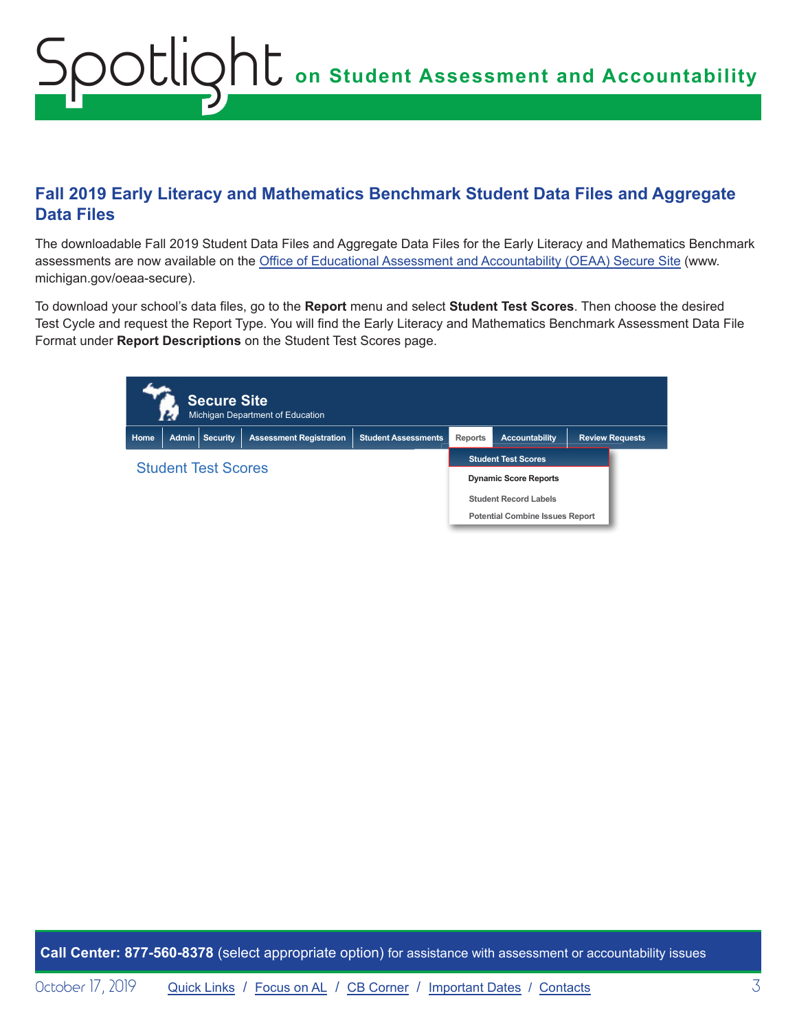## Fall 2019 Early Literacy and Mathematics Benchmark Student Data Files and Aggregate Data Files

The downloadable Fall 2019 Student Data Files and Aggregate Data Files for the Early Literacy and Mathematics Benchmark assessments are now available on the [Office of Educational Assessment and Accountability (OEAA) Secure Site](www.michigan.gov/oeaa-secure) (www.michigan.gov/oeaa-secure).

To download your school's data files, go to the **Report** menu and select **Student Test Scores**. Then choose the desired Test Cycle and request the Report Type. You will find the Early Literacy and Mathematics Benchmark Assessment Data File Format under **Report Descriptions** on the Student Test Scores page.

**Call Center: 877-560-8378** (select appropriate option) for assistance with assessment or accountability issues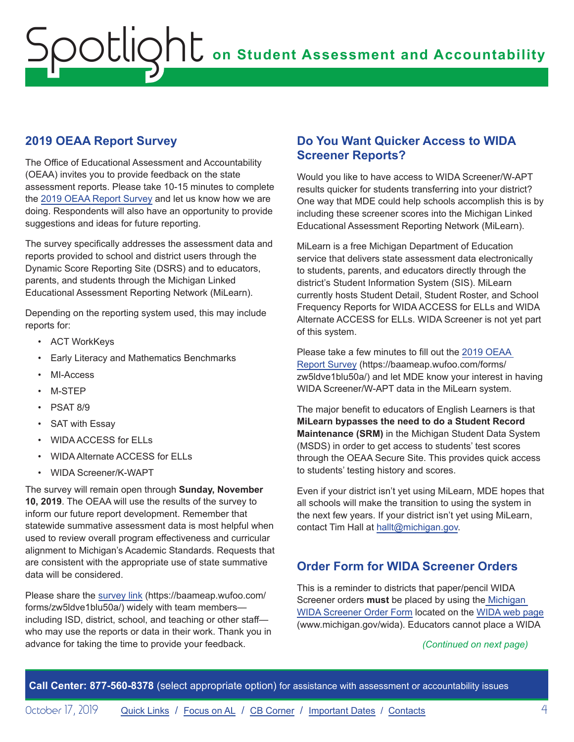## 2019 OEAA Report Survey

The Office of Educational Assessment and Accountability (OEAA) invites you to provide feedback on the state assessment reports. Please take 10-15 minutes to complete the 2019 OEAA Report Survey and let us know how we are doing. Respondents will also have an opportunity to provide suggestions and ideas for future reporting.

The survey specifically addresses the assessment data and reports provided to school and district users through the Dynamic Score Reporting Site (DSRS) and to educators, parents, and students through the Michigan Linked Educational Assessment Reporting Network (MiLearn).

Depending on the reporting system used, this may include reports for:

- ACT WorkKeys
- Early Literacy and Mathematics Benchmarks
- MI-Access
- M-STEP
- PSAT 8/9
- SAT with Essay
- WIDA ACCESS for ELLs
- WIDA Alternate ACCESS for ELLs
- WIDA Screener/K-WAPT

The survey will remain open through **Sunday, November 10, 2019**. The OEAA will use the results of the survey to inform our future report development. Remember that statewide summative assessment data is most helpful when used to review overall program effectiveness and curricular alignment to Michigan's Academic Standards. Requests that are consistent with the appropriate use of state summative data will be considered.

Please share the survey link (https://baameap.wufoo.com/forms/zw5ldve1blu50a/) widely with team members—including ISD, district, school, and teaching or other staff—who may use the reports or data in their work. Thank you in advance for taking the time to provide your feedback.

## Do You Want Quicker Access to WIDA Screener Reports?

Would you like to have access to WIDA Screener/W-APT results quicker for students transferring into your district? One way that MDE could help schools accomplish this is by including these screener scores into the Michigan Linked Educational Assessment Reporting Network (MiLearn).

MiLearn is a free Michigan Department of Education service that delivers state assessment data electronically to students, parents, and educators directly through the district's Student Information System (SIS). MiLearn currently hosts Student Detail, Student Roster, and School Frequency Reports for WIDA ACCESS for ELLs and WIDA Alternate ACCESS for ELLs. WIDA Screener is not yet part of this system.

Please take a few minutes to fill out the 2019 OEAA Report Survey (https://baameap.wufoo.com/forms/zw5ldve1blu50a/) and let MDE know your interest in having WIDA Screener/W-APT data in the MiLearn system.

The major benefit to educators of English Learners is that **MiLearn bypasses the need to do a Student Record Maintenance (SRM)** in the Michigan Student Data System (MSDS) in order to get access to students' test scores through the OEAA Secure Site. This provides quick access to students' testing history and scores.

Even if your district isn't yet using MiLearn, MDE hopes that all schools will make the transition to using the system in the next few years. If your district isn't yet using MiLearn, contact Tim Hall at hallt@michigan.gov.

## Order Form for WIDA Screener Orders

This is a reminder to districts that paper/pencil WIDA Screener orders **must** be placed by using the Michigan WIDA Screener Order Form located on the WIDA web page (www.michigan.gov/wida). Educators cannot place a WIDA

*(Continued on next page)*

**Call Center: 877-560-8378** (select appropriate option) for assistance with assessment or accountability issues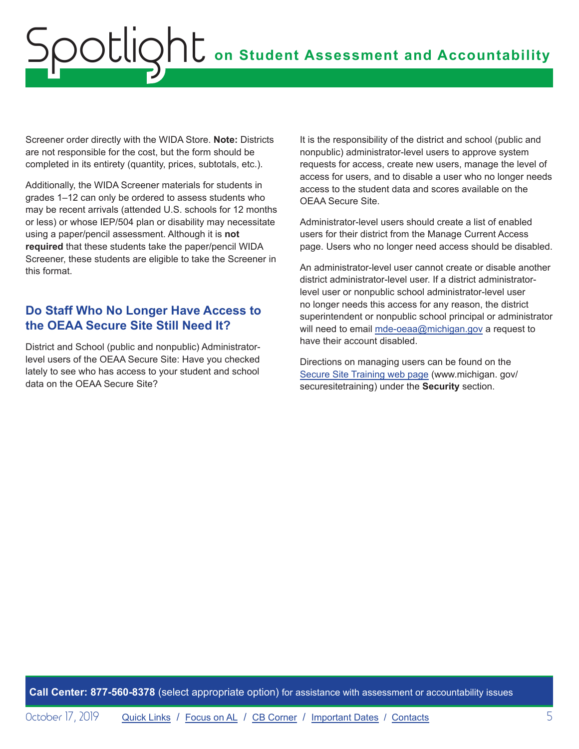Screener order directly with the WIDA Store. **Note:** Districts are not responsible for the cost, but the form should be completed in its entirety (quantity, prices, subtotals, etc.).

Additionally, the WIDA Screener materials for students in grades 1–12 can only be ordered to assess students who may be recent arrivals (attended U.S. schools for 12 months or less) or whose IEP/504 plan or disability may necessitate using a paper/pencil assessment. Although it is **not required** that these students take the paper/pencil WIDA Screener, these students are eligible to take the Screener in this format.

## Do Staff Who No Longer Have Access to the OEAA Secure Site Still Need It?

District and School (public and nonpublic) Administrator-level users of the OEAA Secure Site: Have you checked lately to see who has access to your student and school data on the OEAA Secure Site?

It is the responsibility of the district and school (public and nonpublic) administrator-level users to approve system requests for access, create new users, manage the level of access for users, and to disable a user who no longer needs access to the student data and scores available on the OEAA Secure Site.

Administrator-level users should create a list of enabled users for their district from the Manage Current Access page. Users who no longer need access should be disabled.

An administrator-level user cannot create or disable another district administrator-level user. If a district administrator-level user or nonpublic school administrator-level user no longer needs this access for any reason, the district superintendent or nonpublic school principal or administrator will need to email mde-oeaa@michigan.gov a request to have their account disabled.

Directions on managing users can be found on the Secure Site Training web page (www.michigan. gov/securesitetraining) under the **Security** section.

**Call Center: 877-560-8378** (select appropriate option) for assistance with assessment or accountability issues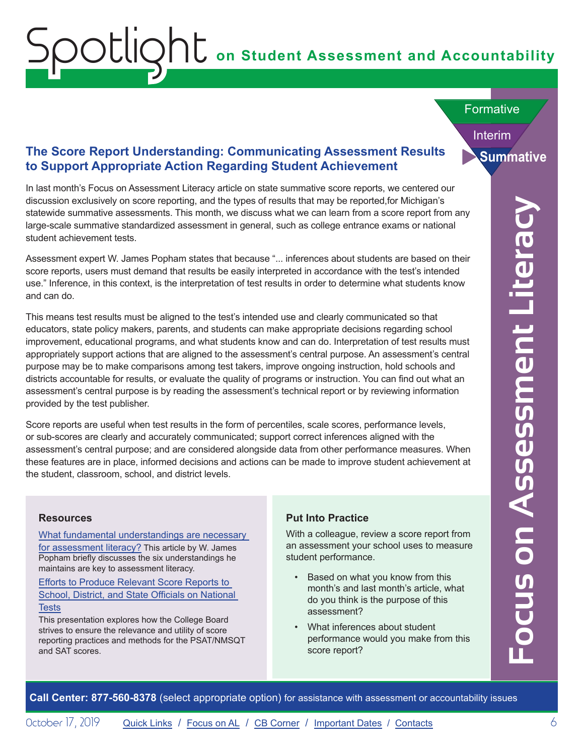## The Score Report Understanding: Communicating Assessment Results to Support Appropriate Action Regarding Student Achievement

In last month's Focus on Assessment Literacy article on state summative score reports, we centered our discussion exclusively on score reporting, and the types of results that may be reported,for Michigan's statewide summative assessments. This month, we discuss what we can learn from a score report from any large-scale summative standardized assessment in general, such as college entrance exams or national student achievement tests.

Assessment expert W. James Popham states that because "... inferences about students are based on their score reports, users must demand that results be easily interpreted in accordance with the test's intended use." Inference, in this context, is the interpretation of test results in order to determine what students know and can do.

This means test results must be aligned to the test's intended use and clearly communicated so that educators, state policy makers, parents, and students can make appropriate decisions regarding school improvement, educational programs, and what students know and can do. Interpretation of test results must appropriately support actions that are aligned to the assessment's central purpose. An assessment's central purpose may be to make comparisons among test takers, improve ongoing instruction, hold schools and districts accountable for results, or evaluate the quality of programs or instruction. You can find out what an assessment's central purpose is by reading the assessment's technical report or by reviewing information provided by the test publisher.

Score reports are useful when test results in the form of percentiles, scale scores, performance levels, or sub-scores are clearly and accurately communicated; support correct inferences aligned with the assessment's central purpose; and are considered alongside data from other performance measures. When these features are in place, informed decisions and actions can be made to improve student achievement at the student, classroom, school, and district levels.

### Resources

[What fundamental understandings are necessary for assessment literacy?] This article by W. James Popham briefly discusses the six understandings he maintains are key to assessment literacy.

[Efforts to Produce Relevant Score Reports to School, District, and State Officials on National Tests]
This presentation explores how the College Board strives to ensure the relevance and utility of score reporting practices and methods for the PSAT/NMSQT and SAT scores.

### Put Into Practice

With a colleague, review a score report from an assessment your school uses to measure student performance.

- Based on what you know from this month's and last month's article, what do you think is the purpose of this assessment?
- What inferences about student performance would you make from this score report?

**Call Center: 877-560-8378** (select appropriate option) for assistance with assessment or accountability issues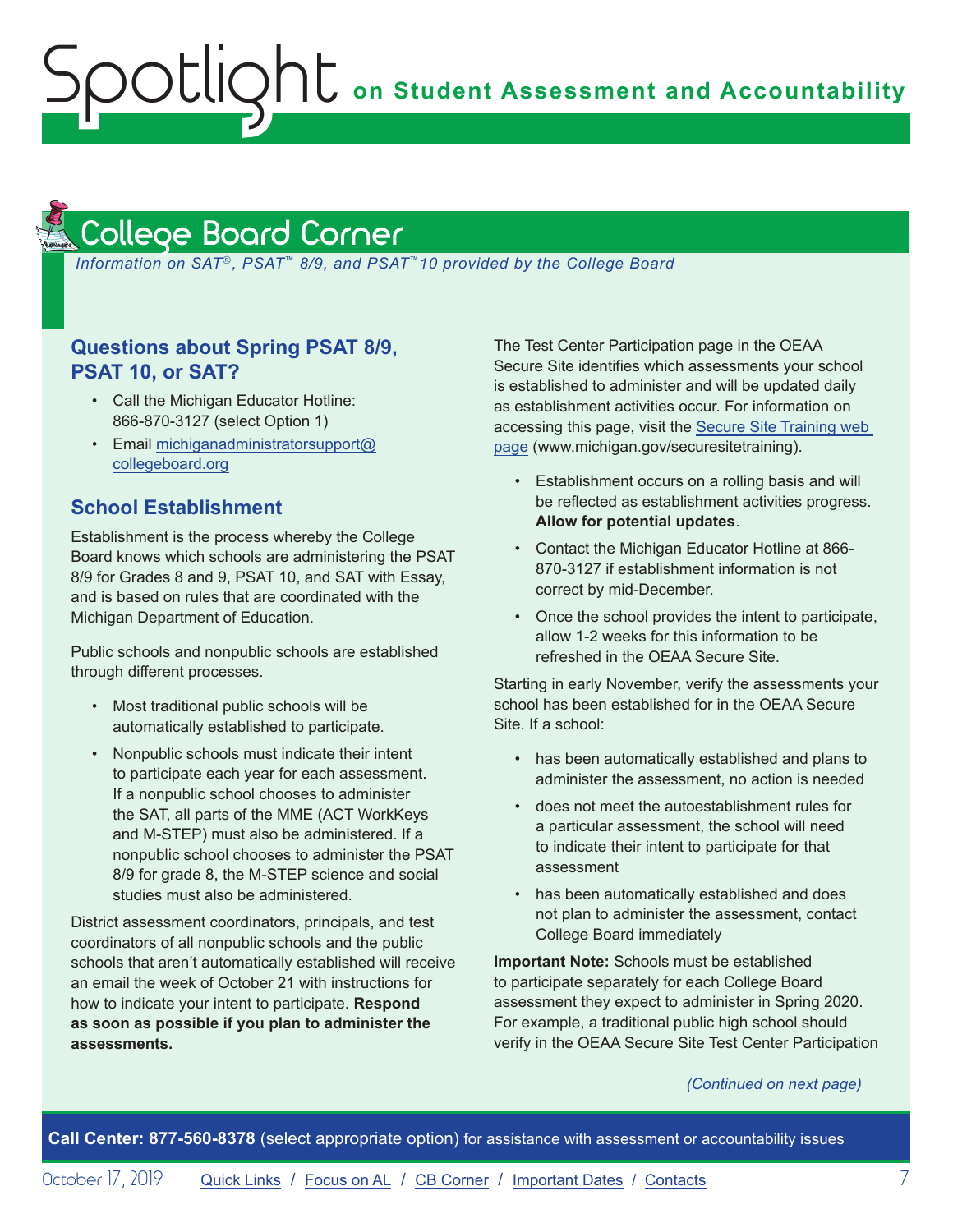## College Board Corner

*Information on SAT®, PSAT™ 8/9, and PSAT™10 provided by the College Board*

### Questions about Spring PSAT 8/9, PSAT 10, or SAT?

- Call the Michigan Educator Hotline: 866-870-3127 (select Option 1)
- Email michiganadministratorsupport@collegeboard.org

### School Establishment

Establishment is the process whereby the College Board knows which schools are administering the PSAT 8/9 for Grades 8 and 9, PSAT 10, and SAT with Essay, and is based on rules that are coordinated with the Michigan Department of Education.

Public schools and nonpublic schools are established through different processes.

- Most traditional public schools will be automatically established to participate.
- Nonpublic schools must indicate their intent to participate each year for each assessment. If a nonpublic school chooses to administer the SAT, all parts of the MME (ACT WorkKeys and M-STEP) must also be administered. If a nonpublic school chooses to administer the PSAT 8/9 for grade 8, the M-STEP science and social studies must also be administered.

District assessment coordinators, principals, and test coordinators of all nonpublic schools and the public schools that aren't automatically established will receive an email the week of October 21 with instructions for how to indicate your intent to participate. **Respond as soon as possible if you plan to administer the assessments.**

The Test Center Participation page in the OEAA Secure Site identifies which assessments your school is established to administer and will be updated daily as establishment activities occur. For information on accessing this page, visit the Secure Site Training web page (www.michigan.gov/securesitetraining).

- Establishment occurs on a rolling basis and will be reflected as establishment activities progress. **Allow for potential updates**.
- Contact the Michigan Educator Hotline at 866-870-3127 if establishment information is not correct by mid-December.
- Once the school provides the intent to participate, allow 1-2 weeks for this information to be refreshed in the OEAA Secure Site.

Starting in early November, verify the assessments your school has been established for in the OEAA Secure Site. If a school:

- has been automatically established and plans to administer the assessment, no action is needed
- does not meet the autoestablishment rules for a particular assessment, the school will need to indicate their intent to participate for that assessment
- has been automatically established and does not plan to administer the assessment, contact College Board immediately

**Important Note:** Schools must be established to participate separately for each College Board assessment they expect to administer in Spring 2020. For example, a traditional public high school should verify in the OEAA Secure Site Test Center Participation

*(Continued on next page)*

**Call Center: 877-560-8378** (select appropriate option) for assistance with assessment or accountability issues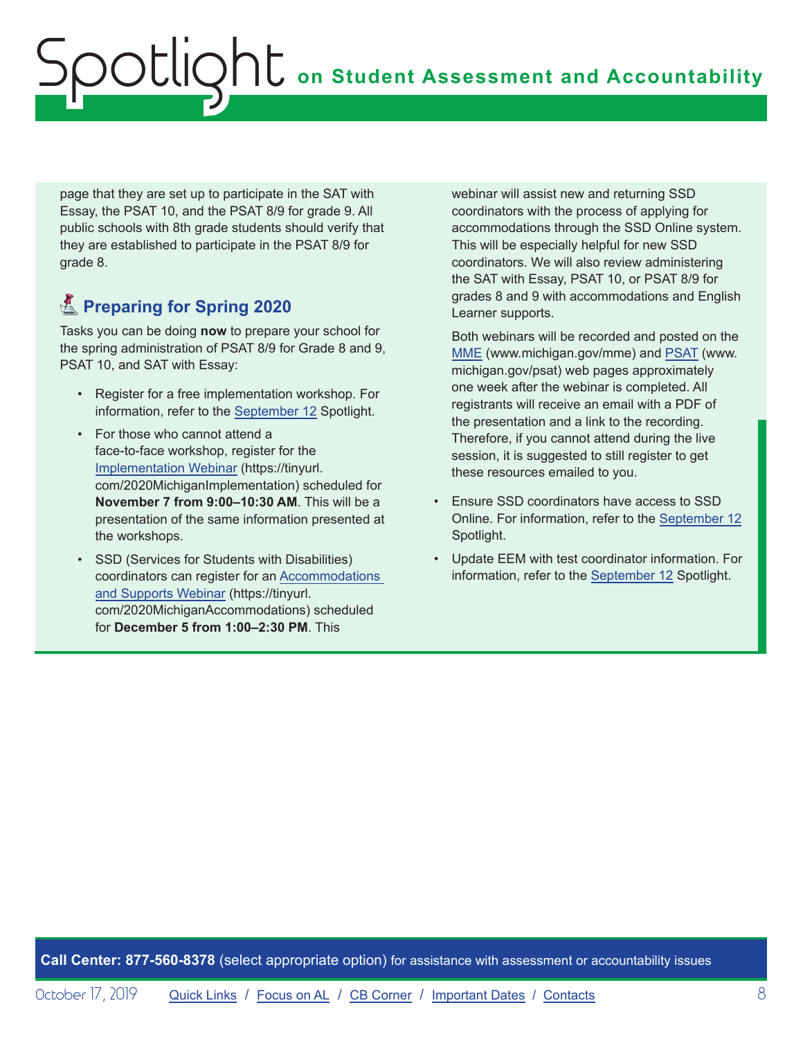page that they are set up to participate in the SAT with Essay, the PSAT 10, and the PSAT 8/9 for grade 9. All public schools with 8th grade students should verify that they are established to participate in the PSAT 8/9 for grade 8.

## Preparing for Spring 2020

Tasks you can be doing **now** to prepare your school for the spring administration of PSAT 8/9 for Grade 8 and 9, PSAT 10, and SAT with Essay:

- Register for a free implementation workshop. For information, refer to the September 12 Spotlight.
- For those who cannot attend a face-to-face workshop, register for the Implementation Webinar (https://tinyurl.com/2020MichiganImplementation) scheduled for **November 7 from 9:00–10:30 AM**. This will be a presentation of the same information presented at the workshops.
- SSD (Services for Students with Disabilities) coordinators can register for an Accommodations and Supports Webinar (https://tinyurl.com/2020MichiganAccommodations) scheduled for **December 5 from 1:00–2:30 PM**. This webinar will assist new and returning SSD coordinators with the process of applying for accommodations through the SSD Online system. This will be especially helpful for new SSD coordinators. We will also review administering the SAT with Essay, PSAT 10, or PSAT 8/9 for grades 8 and 9 with accommodations and English Learner supports.

  Both webinars will be recorded and posted on the MME (www.michigan.gov/mme) and PSAT (www.michigan.gov/psat) web pages approximately one week after the webinar is completed. All registrants will receive an email with a PDF of the presentation and a link to the recording. Therefore, if you cannot attend during the live session, it is suggested to still register to get these resources emailed to you.
- Ensure SSD coordinators have access to SSD Online. For information, refer to the September 12 Spotlight.
- Update EEM with test coordinator information. For information, refer to the September 12 Spotlight.

**Call Center: 877-560-8378** (select appropriate option) for assistance with assessment or accountability issues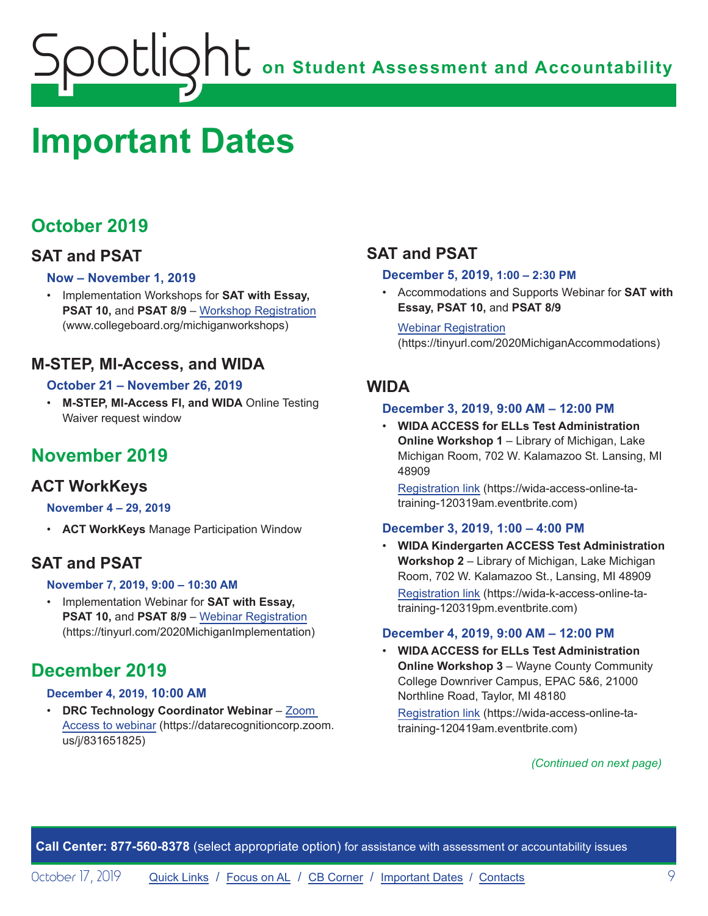# Important Dates

## October 2019

### SAT and PSAT

**Now – November 1, 2019**

- Implementation Workshops for **SAT with Essay, PSAT 10,** and **PSAT 8/9** – Workshop Registration (www.collegeboard.org/michiganworkshops)

### M-STEP, MI-Access, and WIDA

**October 21 – November 26, 2019**

- **M-STEP, MI-Access FI, and WIDA** Online Testing Waiver request window

## November 2019

### ACT WorkKeys

**November 4 – 29, 2019**

- **ACT WorkKeys** Manage Participation Window

### SAT and PSAT

**November 7, 2019, 9:00 – 10:30 AM**

- Implementation Webinar for **SAT with Essay, PSAT 10,** and **PSAT 8/9** – Webinar Registration (https://tinyurl.com/2020MichiganImplementation)

## December 2019

**December 4, 2019, 10:00 AM**

- **DRC Technology Coordinator Webinar** – Zoom Access to webinar (https://datarecognitioncorp.zoom.us/j/831651825)

### SAT and PSAT

**December 5, 2019, 1:00 – 2:30 PM**

- Accommodations and Supports Webinar for **SAT with Essay, PSAT 10,** and **PSAT 8/9**

  Webinar Registration (https://tinyurl.com/2020MichiganAccommodations)

### WIDA

**December 3, 2019, 9:00 AM – 12:00 PM**

- **WIDA ACCESS for ELLs Test Administration Online Workshop 1** – Library of Michigan, Lake Michigan Room, 702 W. Kalamazoo St. Lansing, MI 48909

  Registration link (https://wida-access-online-ta-training-120319am.eventbrite.com)

**December 3, 2019, 1:00 – 4:00 PM**

- **WIDA Kindergarten ACCESS Test Administration Workshop 2** – Library of Michigan, Lake Michigan Room, 702 W. Kalamazoo St., Lansing, MI 48909

  Registration link (https://wida-k-access-online-ta-training-120319pm.eventbrite.com)

**December 4, 2019, 9:00 AM – 12:00 PM**

- **WIDA ACCESS for ELLs Test Administration Online Workshop 3** – Wayne County Community College Downriver Campus, EPAC 5&6, 21000 Northline Road, Taylor, MI 48180

  Registration link (https://wida-access-online-ta-training-120419am.eventbrite.com)

*(Continued on next page)*

**Call Center: 877-560-8378** (select appropriate option) for assistance with assessment or accountability issues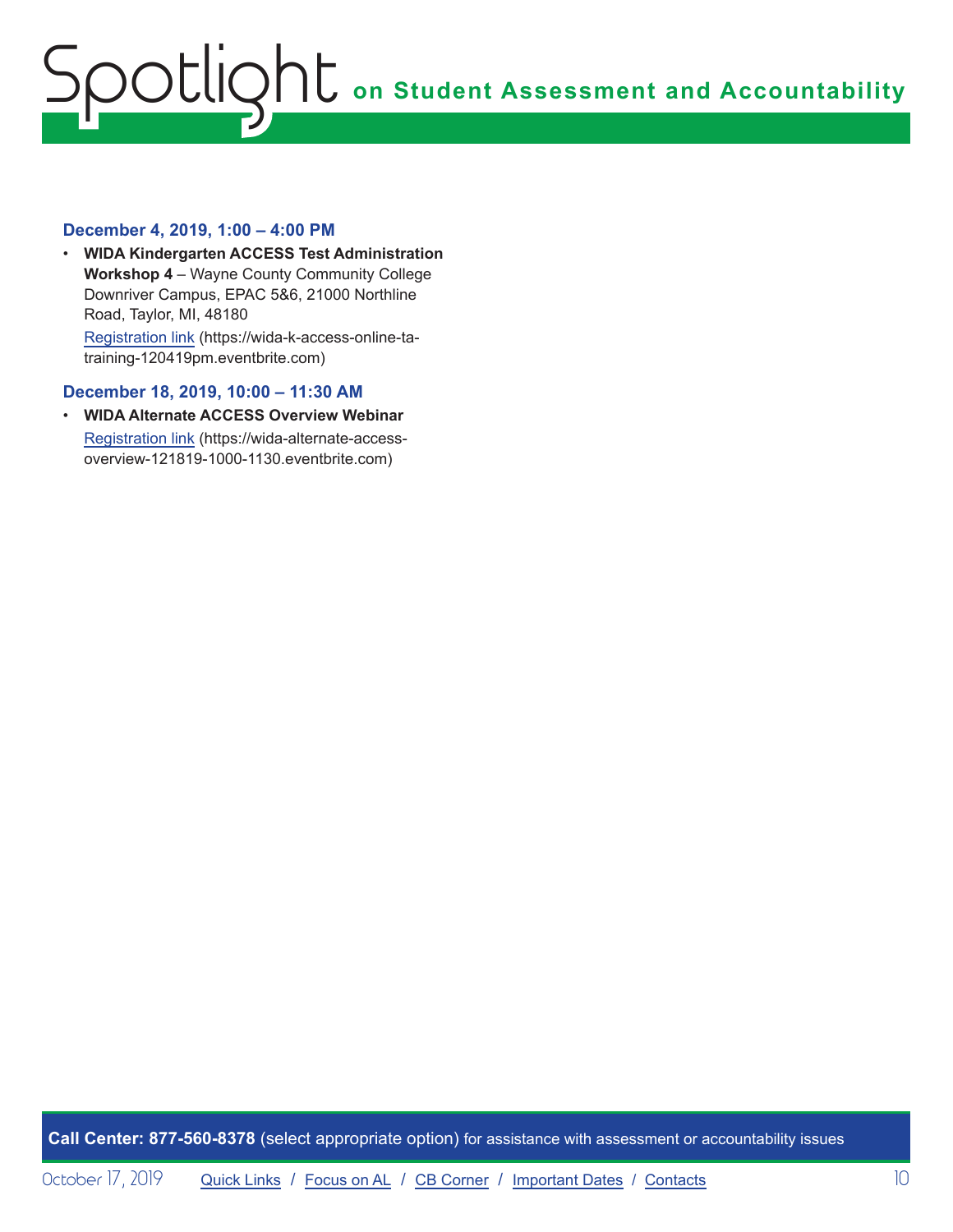### December 4, 2019, 1:00 – 4:00 PM

- **WIDA Kindergarten ACCESS Test Administration Workshop 4** – Wayne County Community College Downriver Campus, EPAC 5&6, 21000 Northline Road, Taylor, MI, 48180
  Registration link (https://wida-k-access-online-ta-training-120419pm.eventbrite.com)

### December 18, 2019, 10:00 – 11:30 AM

- **WIDA Alternate ACCESS Overview Webinar**
  Registration link (https://wida-alternate-access-overview-121819-1000-1130.eventbrite.com)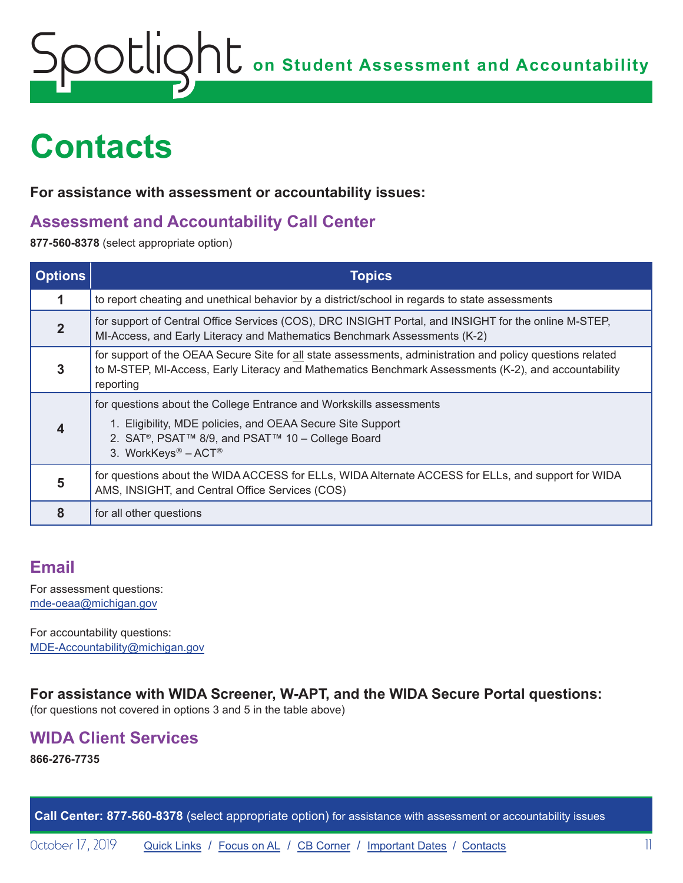# Contacts

**For assistance with assessment or accountability issues:**

## Assessment and Accountability Call Center

**877-560-8378** (select appropriate option)

| Options | Topics |
|---|---|
| **1** | to report cheating and unethical behavior by a district/school in regards to state assessments |
| **2** | for support of Central Office Services (COS), DRC INSIGHT Portal, and INSIGHT for the online M-STEP, MI-Access, and Early Literacy and Mathematics Benchmark Assessments (K-2) |
| **3** | for support of the OEAA Secure Site for all state assessments, administration and policy questions related to M-STEP, MI-Access, Early Literacy and Mathematics Benchmark Assessments (K-2), and accountability reporting |
| **4** | for questions about the College Entrance and Workskills assessments<br>1. Eligibility, MDE policies, and OEAA Secure Site Support<br>2. SAT®, PSAT™ 8/9, and PSAT™ 10 – College Board<br>3. WorkKeys® – ACT® |
| **5** | for questions about the WIDA ACCESS for ELLs, WIDA Alternate ACCESS for ELLs, and support for WIDA AMS, INSIGHT, and Central Office Services (COS) |
| **8** | for all other questions |

## Email

For assessment questions:
mde-oeaa@michigan.gov

For accountability questions:
MDE-Accountability@michigan.gov

**For assistance with WIDA Screener, W-APT, and the WIDA Secure Portal questions:**
(for questions not covered in options 3 and 5 in the table above)

## WIDA Client Services

**866-276-7735**

**Call Center: 877-560-8378** (select appropriate option) for assistance with assessment or accountability issues